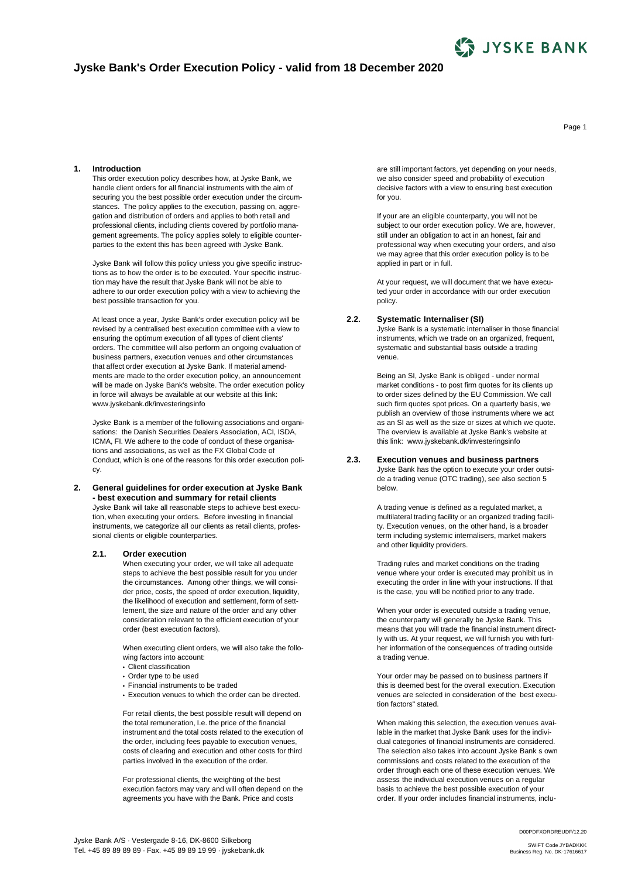# Jyske Bank's Order Execution Policy - valid from 18 December 2020

## 1. Introduction

This order execution policy describes how, at Jyske Bank, we handle client orders for all financial instruments with the aim of securing you the best possible order execution under the circumstances. The policy applies to the execution, passing on, aggregation and distribution of orders and applies to both retail and professional clients, including clients covered by portfolio management agreements. The policy applies solely to eligible counterparties to the extent this has been agreed with Jyske Bank.

Jyske Bank will follow this policy unless you give specific instructions as to how the order is to be executed. Your specific instruction may have the result that Jyske Bank will not be able to adhere to our order execution policy with a view to achieving the best possible transaction for you.

At least once a year, Jyske Bank's order execution policy will be revised by a centralised best execution committee with a view to ensuring the optimum execution of all types of client clients' orders. The committee will also perform an ongoing evaluation of business partners, execution venues and other circumstances that affect order execution at Jyske Bank. If material amendments are made to the order execution policy, an announcement will be made on Jyske Bank's website. The order execution policy in force will always be available at our website at this link: www.jyskebank.dk/investeringsinfo

Jyske Bank is a member of the following associations and organisations: the Danish Securities Dealers Association, ACI, ISDA, ICMA, FI. We adhere to the code of conduct of these organisations and associations, as well as the FX Global Code of Conduct, which is one of the reasons for this order execution policy.

## 2. General guidelines for order execution at Jyske Bank - best execution and summary for retail clients

Jyske Bank will take all reasonable steps to achieve best execution, when executing your orders. Before investing in financial instruments, we categorize all our clients as retail clients, professional clients or eligible counterparties.

### 2.1. Order execution

When executing your order, we will take all adequate steps to achieve the best possible result for you under the circumstances. Among other things, we will consider price, costs, the speed of order execution, liquidity, the likelihood of execution and settlement, form of settlement, the size and nature of the order and any other consideration relevant to the efficient execution of your order (best execution factors).

When executing client orders, we will also take the following factors into account:

- Client classification
- Order type to be used
- Financial instruments to be traded
- Execution venues to which the order can be directed.

For retail clients, the best possible result will depend on the total remuneration, I.e. the price of the financial instrument and the total costs related to the execution of the order, including fees payable to execution venues, costs of clearing and execution and other costs for third parties involved in the execution of the order.

For professional clients, the weighting of the best execution factors may vary and will often depend on the agreements you have with the Bank. Price and costs are still important factors, yet depending on your needs, we also consider speed and probability of execution decisive factors with a view to ensuring best execution for you.

If your are an eligible counterparty, you will not be subject to our order execution policy. We are, however, still under an obligation to act in an honest, fair and professional way when executing your orders, and also we may agree that this order execution policy is to be applied in part or in full.

At your request, we will document that we have executed your order in accordance with our order execution policy.

### 2.2. Systematic Internaliser (SI)

Jyske Bank is a systematic internaliser in those financial instruments, which we trade on an organized, frequent, systematic and substantial basis outside a trading venue.

Being an SI, Jyske Bank is obliged - under normal market conditions - to post firm quotes for its clients up to order sizes defined by the EU Commission. We call such firm quotes spot prices. On a quarterly basis, we publish an overview of those instruments where we act as an SI as well as the size or sizes at which we quote. The overview is available at Jyske Bank's website at this link: www.jyskebank.dk/investeringsinfo

### 2.3. Execution venues and business partners

Jyske Bank has the option to execute your order outside a trading venue (OTC trading), see also section 5 below.

A trading venue is defined as a regulated market, a multilateral trading facility or an organized trading facility. Execution venues, on the other hand, is a broader term including systemic internalisers, market makers and other liquidity providers.

Trading rules and market conditions on the trading venue where your order is executed may prohibit us in executing the order in line with your instructions. If that is the case, you will be notified prior to any trade.

When your order is executed outside a trading venue, the counterparty will generally be Jyske Bank. This means that you will trade the financial instrument directly with us. At your request, we will furnish you with further information of the consequences of trading outside a trading venue.

Your order may be passed on to business partners if this is deemed best for the overall execution. Execution venues are selected in consideration of the best execution factors" stated.

When making this selection, the execution venues available in the market that Jyske Bank uses for the individual categories of financial instruments are considered. The selection also takes into account Jyske Bank s own commissions and costs related to the execution of the order through each one of these execution venues. We assess the individual execution venues on a regular basis to achieve the best possible execution of your order. If your order includes financial instruments, inclu-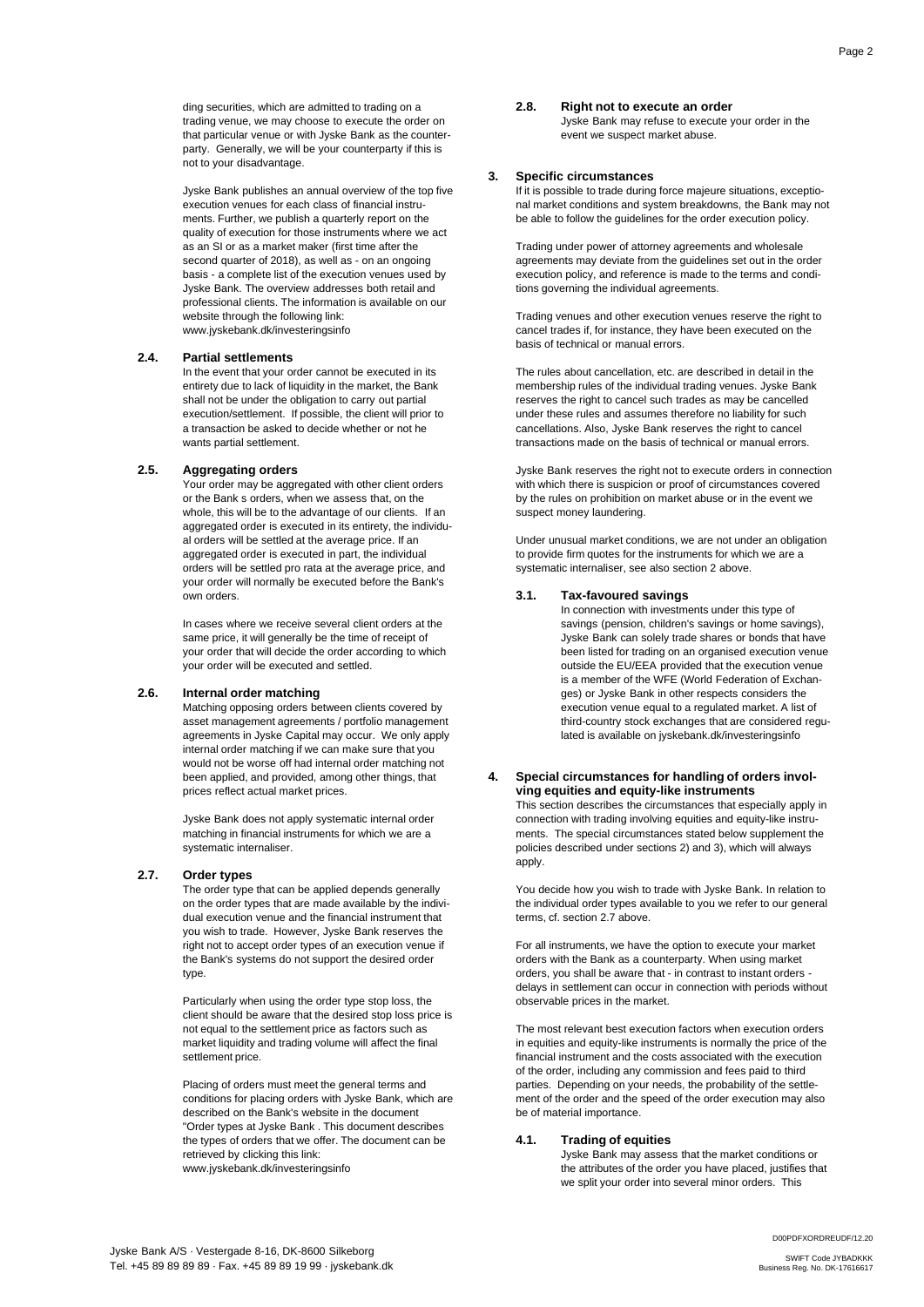ding securities, which are admitted to trading on a trading venue, we may choose to execute the order on that particular venue or with Jyske Bank as the counterparty. Generally, we will be your counterparty if this is not to your disadvantage.

Jyske Bank publishes an annual overview of the top five execution venues for each class of financial instruments. Further, we publish a quarterly report on the quality of execution for those instruments where we act as an SI or as a market maker (first time after the second quarter of 2018), as well as - on an ongoing basis - a complete list of the execution venues used by Jyske Bank. The overview addresses both retail and professional clients. The information is available on our website through the following link: www.jyskebank.dk/investeringsinfo

### 2.4. Partial settlements

In the event that your order cannot be executed in its entirety due to lack of liquidity in the market, the Bank shall not be under the obligation to carry out partial execution/settlement. If possible, the client will prior to a transaction be asked to decide whether or not he wants partial settlement.

### 2.5. Aggregating orders

Your order may be aggregated with other client orders or the Bank s orders, when we assess that, on the whole, this will be to the advantage of our clients. If an aggregated order is executed in its entirety, the individual orders will be settled at the average price. If an aggregated order is executed in part, the individual orders will be settled pro rata at the average price, and your order will normally be executed before the Bank's own orders.

In cases where we receive several client orders at the same price, it will generally be the time of receipt of your order that will decide the order according to which your order will be executed and settled.

### 2.6. Internal order matching

Matching opposing orders between clients covered by asset management agreements / portfolio management agreements in Jyske Capital may occur. We only apply internal order matching if we can make sure that you would not be worse off had internal order matching not been applied, and provided, among other things, that prices reflect actual market prices.

Jyske Bank does not apply systematic internal order matching in financial instruments for which we are a systematic internaliser.

### 2.7. Order types

The order type that can be applied depends generally on the order types that are made available by the individual execution venue and the financial instrument that you wish to trade. However, Jyske Bank reserves the right not to accept order types of an execution venue if the Bank's systems do not support the desired order type.

Particularly when using the order type stop loss, the client should be aware that the desired stop loss price is not equal to the settlement price as factors such as market liquidity and trading volume will affect the final settlement price.

Placing of orders must meet the general terms and conditions for placing orders with Jyske Bank, which are described on the Bank's website in the document "Order types at Jyske Bank . This document describes the types of orders that we offer. The document can be retrieved by clicking this link: www.jyskebank.dk/investeringsinfo

### 2.8. Right not to execute an order

Jyske Bank may refuse to execute your order in the event we suspect market abuse.

## 3. Specific circumstances

If it is possible to trade during force majeure situations, exceptional market conditions and system breakdowns, the Bank may not be able to follow the guidelines for the order execution policy.

Trading under power of attorney agreements and wholesale agreements may deviate from the guidelines set out in the order execution policy, and reference is made to the terms and conditions governing the individual agreements.

Trading venues and other execution venues reserve the right to cancel trades if, for instance, they have been executed on the basis of technical or manual errors.

The rules about cancellation, etc. are described in detail in the membership rules of the individual trading venues. Jyske Bank reserves the right to cancel such trades as may be cancelled under these rules and assumes therefore no liability for such cancellations. Also, Jyske Bank reserves the right to cancel transactions made on the basis of technical or manual errors.

Jyske Bank reserves the right not to execute orders in connection with which there is suspicion or proof of circumstances covered by the rules on prohibition on market abuse or in the event we suspect money laundering.

Under unusual market conditions, we are not under an obligation to provide firm quotes for the instruments for which we are a systematic internaliser, see also section 2 above.

### 3.1. Tax-favoured savings

In connection with investments under this type of savings (pension, children's savings or home savings), Jyske Bank can solely trade shares or bonds that have been listed for trading on an organised execution venue outside the EU/EEA provided that the execution venue is a member of the WFE (World Federation of Exchanges) or Jyske Bank in other respects considers the execution venue equal to a regulated market. A list of third-country stock exchanges that are considered regulated is available on jyskebank.dk/investeringsinfo

## 4. Special circumstances for handling of orders involving equities and equity-like instruments

This section describes the circumstances that especially apply in connection with trading involving equities and equity-like instruments. The special circumstances stated below supplement the policies described under sections 2) and 3), which will always apply.

You decide how you wish to trade with Jyske Bank. In relation to the individual order types available to you we refer to our general terms, cf. section 2.7 above.

For all instruments, we have the option to execute your market orders with the Bank as a counterparty. When using market orders, you shall be aware that - in contrast to instant orders - delays in settlement can occur in connection with periods without observable prices in the market.

The most relevant best execution factors when execution orders in equities and equity-like instruments is normally the price of the financial instrument and the costs associated with the execution of the order, including any commission and fees paid to third parties. Depending on your needs, the probability of the settlement of the order and the speed of the order execution may also be of material importance.

### 4.1. Trading of equities

Jyske Bank may assess that the market conditions or the attributes of the order you have placed, justifies that we split your order into several minor orders. This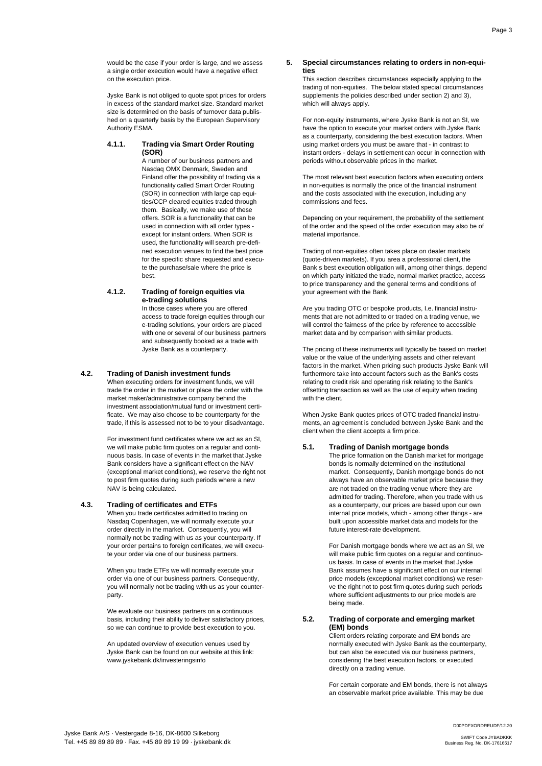would be the case if your order is large, and we assess a single order execution would have a negative effect on the execution price.

Jyske Bank is not obliged to quote spot prices for orders in excess of the standard market size. Standard market size is determined on the basis of turnover data published on a quarterly basis by the European Supervisory Authority ESMA.

#### 4.1.1. Trading via Smart Order Routing (SOR)

A number of our business partners and Nasdaq OMX Denmark, Sweden and Finland offer the possibility of trading via a functionality called Smart Order Routing (SOR) in connection with large cap equities/CCP cleared equities traded through them. Basically, we make use of these offers. SOR is a functionality that can be used in connection with all order types - except for instant orders. When SOR is used, the functionality will search pre-defined execution venues to find the best price for the specific share requested and execute the purchase/sale where the price is best.

#### 4.1.2. Trading of foreign equities via e-trading solutions

In those cases where you are offered access to trade foreign equities through our e-trading solutions, your orders are placed with one or several of our business partners and subsequently booked as a trade with Jyske Bank as a counterparty.

### 4.2. Trading of Danish investment funds

When executing orders for investment funds, we will trade the order in the market or place the order with the market maker/administrative company behind the investment association/mutual fund or investment certificate. We may also choose to be counterparty for the trade, if this is assessed not to be to your disadvantage.

For investment fund certificates where we act as an SI, we will make public firm quotes on a regular and continuous basis. In case of events in the market that Jyske Bank considers have a significant effect on the NAV (exceptional market conditions), we reserve the right not to post firm quotes during such periods where a new NAV is being calculated.

### 4.3. Trading of certificates and ETFs

When you trade certificates admitted to trading on Nasdaq Copenhagen, we will normally execute your order directly in the market. Consequently, you will normally not be trading with us as your counterparty. If your order pertains to foreign certificates, we will execute your order via one of our business partners.

When you trade ETFs we will normally execute your order via one of our business partners. Consequently, you will normally not be trading with us as your counterparty.

We evaluate our business partners on a continuous basis, including their ability to deliver satisfactory prices, so we can continue to provide best execution to you.

An updated overview of execution venues used by Jyske Bank can be found on our website at this link: www.jyskebank.dk/investeringsinfo

## 5. Special circumstances relating to orders in non-equities

This section describes circumstances especially applying to the trading of non-equities. The below stated special circumstances supplements the policies described under section 2) and 3), which will always apply.

For non-equity instruments, where Jyske Bank is not an SI, we have the option to execute your market orders with Jyske Bank as a counterparty, considering the best execution factors. When using market orders you must be aware that - in contrast to instant orders - delays in settlement can occur in connection with periods without observable prices in the market.

The most relevant best execution factors when executing orders in non-equities is normally the price of the financial instrument and the costs associated with the execution, including any commissions and fees.

Depending on your requirement, the probability of the settlement of the order and the speed of the order execution may also be of material importance.

Trading of non-equities often takes place on dealer markets (quote-driven markets). If you area a professional client, the Bank s best execution obligation will, among other things, depend on which party initiated the trade, normal market practice, access to price transparency and the general terms and conditions of your agreement with the Bank.

Are you trading OTC or bespoke products, I.e. financial instruments that are not admitted to or traded on a trading venue, we will control the fairness of the price by reference to accessible market data and by comparison with similar products.

The pricing of these instruments will typically be based on market value or the value of the underlying assets and other relevant factors in the market. When pricing such products Jyske Bank will furthermore take into account factors such as the Bank's costs relating to credit risk and operating risk relating to the Bank's offsetting transaction as well as the use of equity when trading with the client.

When Jyske Bank quotes prices of OTC traded financial instruments, an agreement is concluded between Jyske Bank and the client when the client accepts a firm price.

### 5.1. Trading of Danish mortgage bonds

The price formation on the Danish market for mortgage bonds is normally determined on the institutional market. Consequently, Danish mortgage bonds do not always have an observable market price because they are not traded on the trading venue where they are admitted for trading. Therefore, when you trade with us as a counterparty, our prices are based upon our own internal price models, which - among other things - are built upon accessible market data and models for the future interest-rate development.

For Danish mortgage bonds where we act as an SI, we will make public firm quotes on a regular and continuous basis. In case of events in the market that Jyske Bank assumes have a significant effect on our internal price models (exceptional market conditions) we reserve the right not to post firm quotes during such periods where sufficient adjustments to our price models are being made.

### 5.2. Trading of corporate and emerging market (EM) bonds

Client orders relating corporate and EM bonds are normally executed with Jyske Bank as the counterparty, but can also be executed via our business partners, considering the best execution factors, or executed directly on a trading venue.

For certain corporate and EM bonds, there is not always an observable market price available. This may be due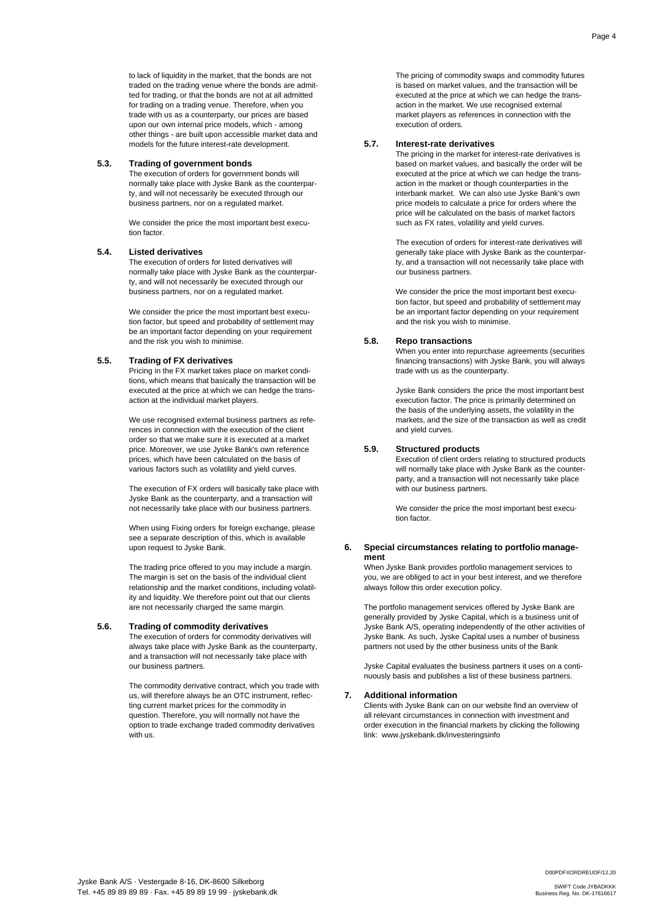to lack of liquidity in the market, that the bonds are not traded on the trading venue where the bonds are admitted for trading, or that the bonds are not at all admitted for trading on a trading venue. Therefore, when you trade with us as a counterparty, our prices are based upon our own internal price models, which - among other things - are built upon accessible market data and models for the future interest-rate development.

### 5.3. Trading of government bonds

The execution of orders for government bonds will normally take place with Jyske Bank as the counterparty, and will not necessarily be executed through our business partners, nor on a regulated market.

We consider the price the most important best execution factor.

### 5.4. Listed derivatives

The execution of orders for listed derivatives will normally take place with Jyske Bank as the counterparty, and will not necessarily be executed through our business partners, nor on a regulated market.

We consider the price the most important best execution factor, but speed and probability of settlement may be an important factor depending on your requirement and the risk you wish to minimise.

### 5.5. Trading of FX derivatives

Pricing in the FX market takes place on market conditions, which means that basically the transaction will be executed at the price at which we can hedge the transaction at the individual market players.

We use recognised external business partners as references in connection with the execution of the client order so that we make sure it is executed at a market price. Moreover, we use Jyske Bank's own reference prices, which have been calculated on the basis of various factors such as volatility and yield curves.

The execution of FX orders will basically take place with Jyske Bank as the counterparty, and a transaction will not necessarily take place with our business partners.

When using Fixing orders for foreign exchange, please see a separate description of this, which is available upon request to Jyske Bank.

The trading price offered to you may include a margin. The margin is set on the basis of the individual client relationship and the market conditions, including volatility and liquidity. We therefore point out that our clients are not necessarily charged the same margin.

### 5.6. Trading of commodity derivatives

The execution of orders for commodity derivatives will always take place with Jyske Bank as the counterparty, and a transaction will not necessarily take place with our business partners.

The commodity derivative contract, which you trade with us, will therefore always be an OTC instrument, reflecting current market prices for the commodity in question. Therefore, you will normally not have the option to trade exchange traded commodity derivatives with us.

The pricing of commodity swaps and commodity futures is based on market values, and the transaction will be executed at the price at which we can hedge the transaction in the market. We use recognised external market players as references in connection with the execution of orders.

### 5.7. Interest-rate derivatives

The pricing in the market for interest-rate derivatives is based on market values, and basically the order will be executed at the price at which we can hedge the transaction in the market or though counterparties in the interbank market. We can also use Jyske Bank's own price models to calculate a price for orders where the price will be calculated on the basis of market factors such as FX rates, volatility and yield curves.

The execution of orders for interest-rate derivatives will generally take place with Jyske Bank as the counterparty, and a transaction will not necessarily take place with our business partners.

We consider the price the most important best execution factor, but speed and probability of settlement may be an important factor depending on your requirement and the risk you wish to minimise.

### 5.8. Repo transactions

When you enter into repurchase agreements (securities financing transactions) with Jyske Bank, you will always trade with us as the counterparty.

Jyske Bank considers the price the most important best execution factor. The price is primarily determined on the basis of the underlying assets, the volatility in the markets, and the size of the transaction as well as credit and yield curves.

### 5.9. Structured products

Execution of client orders relating to structured products will normally take place with Jyske Bank as the counterparty, and a transaction will not necessarily take place with our business partners.

We consider the price the most important best execution factor.

## 6. Special circumstances relating to portfolio management

When Jyske Bank provides portfolio management services to you, we are obliged to act in your best interest, and we therefore always follow this order execution policy.

The portfolio management services offered by Jyske Bank are generally provided by Jyske Capital, which is a business unit of Jyske Bank A/S, operating independently of the other activities of Jyske Bank. As such, Jyske Capital uses a number of business partners not used by the other business units of the Bank

Jyske Capital evaluates the business partners it uses on a continuously basis and publishes a list of these business partners.

## 7. Additional information

Clients with Jyske Bank can on our website find an overview of all relevant circumstances in connection with investment and order execution in the financial markets by clicking the following link: www.jyskebank.dk/investeringsinfo